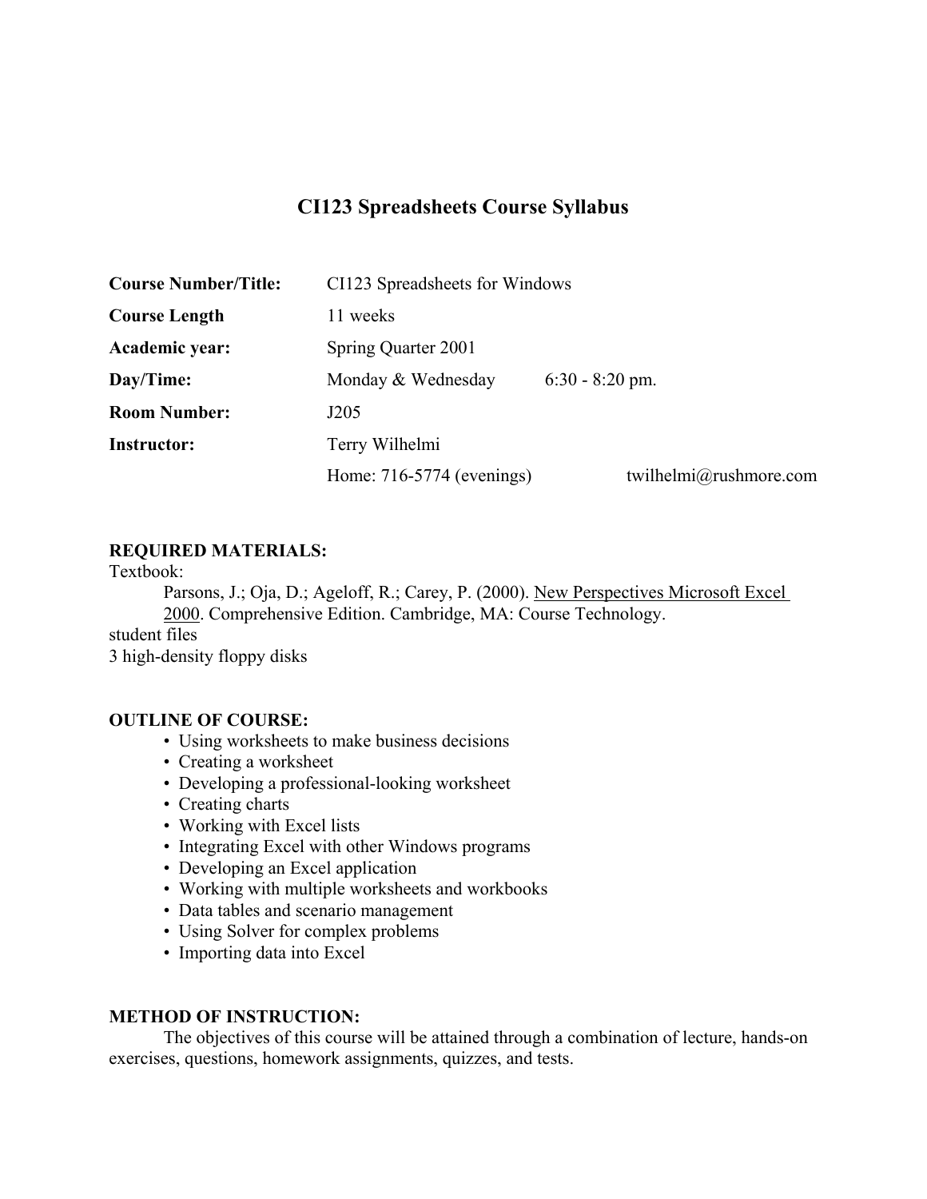# CI123 Spreadsheets Course Syllabus

| | | |
|---|---|---|
| **Course Number/Title:** | CI123 Spreadsheets for Windows | |
| **Course Length** | 11 weeks | |
| **Academic year:** | Spring Quarter 2001 | |
| **Day/Time:** | Monday & Wednesday | 6:30 - 8:20 pm. |
| **Room Number:** | J205 | |
| **Instructor:** | Terry Wilhelmi | |
| | Home: 716-5774 (evenings) | twilhelmi@rushmore.com |

**REQUIRED MATERIALS:**

Textbook:

Parsons, J.; Oja, D.; Ageloff, R.; Carey, P. (2000). <u>New Perspectives Microsoft Excel 2000</u>. Comprehensive Edition. Cambridge, MA: Course Technology.

student files

3 high-density floppy disks

**OUTLINE OF COURSE:**

- Using worksheets to make business decisions
- Creating a worksheet
- Developing a professional-looking worksheet
- Creating charts
- Working with Excel lists
- Integrating Excel with other Windows programs
- Developing an Excel application
- Working with multiple worksheets and workbooks
- Data tables and scenario management
- Using Solver for complex problems
- Importing data into Excel

**METHOD OF INSTRUCTION:**

The objectives of this course will be attained through a combination of lecture, hands-on exercises, questions, homework assignments, quizzes, and tests.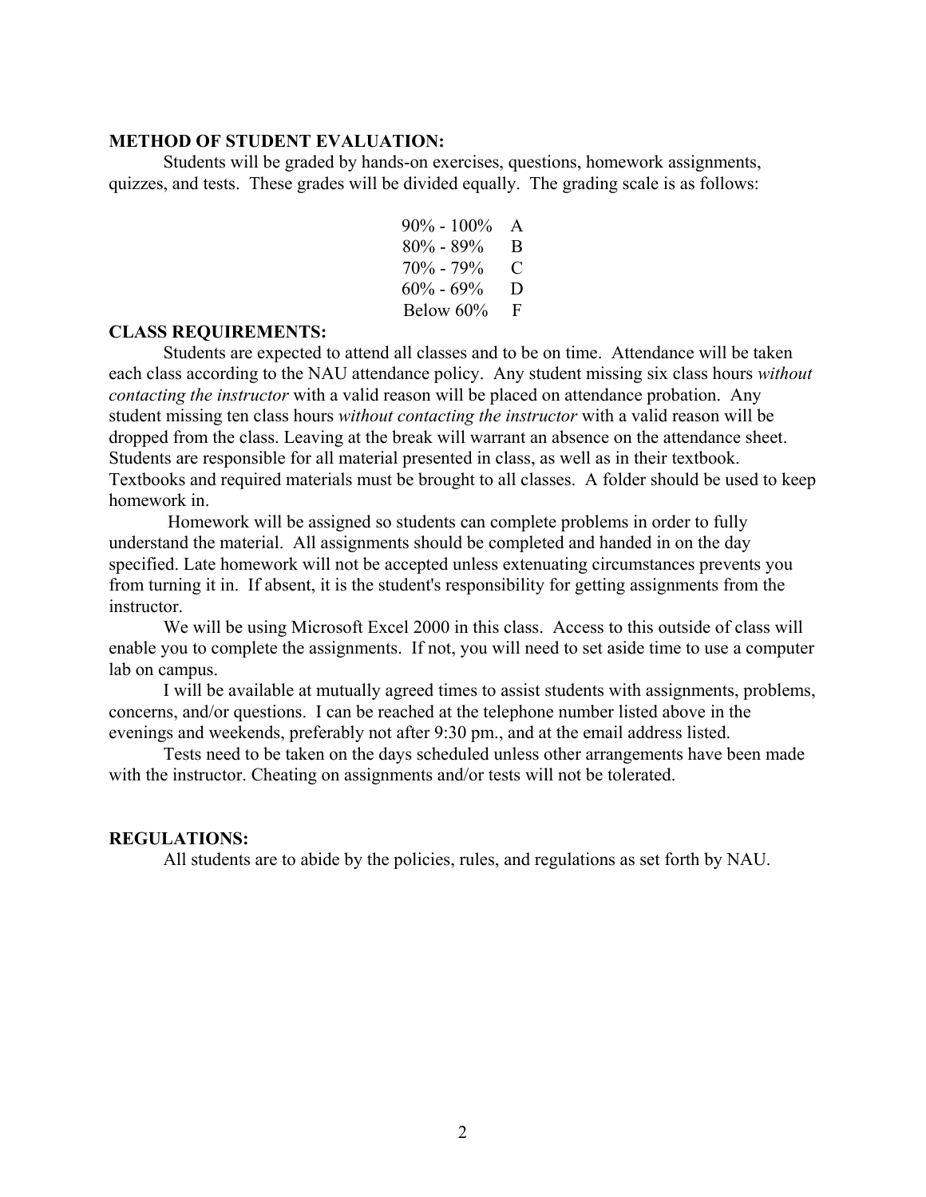**METHOD OF STUDENT EVALUATION:**

Students will be graded by hands-on exercises, questions, homework assignments, quizzes, and tests. These grades will be divided equally. The grading scale is as follows:

| Percentage | Grade |
|---|---|
| 90% - 100% | A |
| 80% - 89% | B |
| 70% - 79% | C |
| 60% - 69% | D |
| Below 60% | F |

**CLASS REQUIREMENTS:**

Students are expected to attend all classes and to be on time. Attendance will be taken each class according to the NAU attendance policy. Any student missing six class hours *without contacting the instructor* with a valid reason will be placed on attendance probation. Any student missing ten class hours *without contacting the instructor* with a valid reason will be dropped from the class. Leaving at the break will warrant an absence on the attendance sheet. Students are responsible for all material presented in class, as well as in their textbook. Textbooks and required materials must be brought to all classes. A folder should be used to keep homework in.

Homework will be assigned so students can complete problems in order to fully understand the material. All assignments should be completed and handed in on the day specified. Late homework will not be accepted unless extenuating circumstances prevents you from turning it in. If absent, it is the student's responsibility for getting assignments from the instructor.

We will be using Microsoft Excel 2000 in this class. Access to this outside of class will enable you to complete the assignments. If not, you will need to set aside time to use a computer lab on campus.

I will be available at mutually agreed times to assist students with assignments, problems, concerns, and/or questions. I can be reached at the telephone number listed above in the evenings and weekends, preferably not after 9:30 pm., and at the email address listed.

Tests need to be taken on the days scheduled unless other arrangements have been made with the instructor. Cheating on assignments and/or tests will not be tolerated.

**REGULATIONS:**

All students are to abide by the policies, rules, and regulations as set forth by NAU.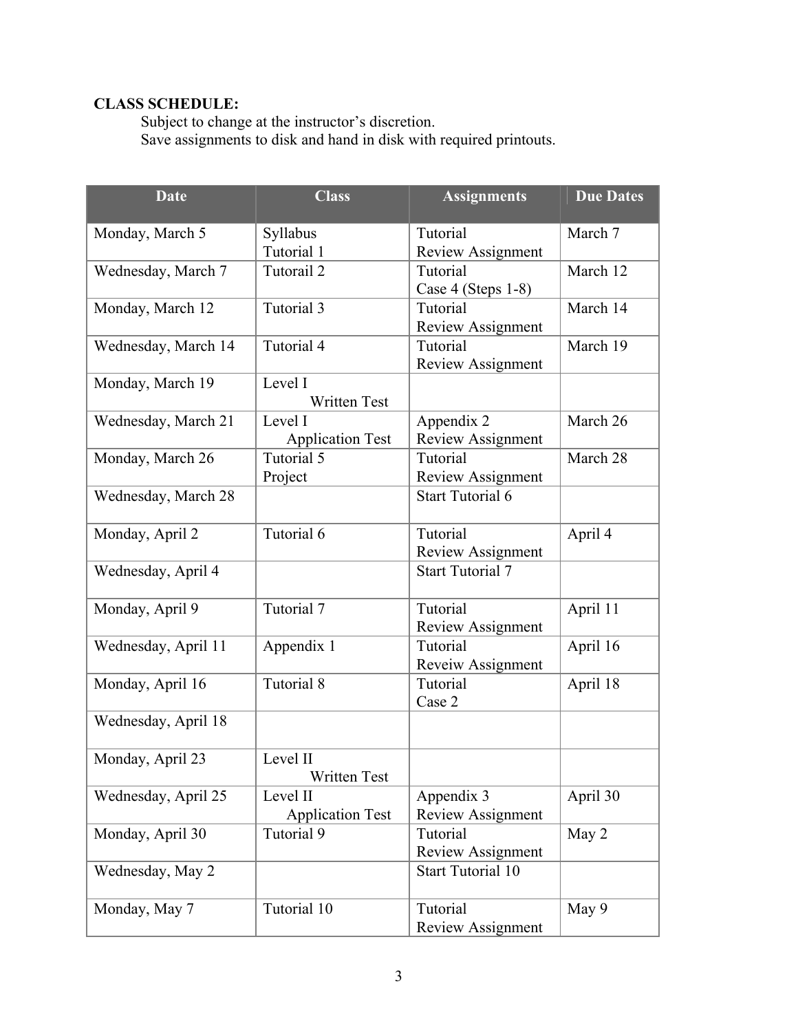**CLASS SCHEDULE:**

Subject to change at the instructor's discretion.
Save assignments to disk and hand in disk with required printouts.

| Date | Class | Assignments | Due Dates |
|---|---|---|---|
| Monday, March 5 | Syllabus<br>Tutorial 1 | Tutorial<br>Review Assignment | March 7 |
| Wednesday, March 7 | Tutorail 2 | Tutorial<br>Case 4 (Steps 1-8) | March 12 |
| Monday, March 12 | Tutorial 3 | Tutorial<br>Review Assignment | March 14 |
| Wednesday, March 14 | Tutorial 4 | Tutorial<br>Review Assignment | March 19 |
| Monday, March 19 | Level I<br>Written Test | | |
| Wednesday, March 21 | Level I<br>Application Test | Appendix 2<br>Review Assignment | March 26 |
| Monday, March 26 | Tutorial 5<br>Project | Tutorial<br>Review Assignment | March 28 |
| Wednesday, March 28 | | Start Tutorial 6 | |
| Monday, April 2 | Tutorial 6 | Tutorial<br>Review Assignment | April 4 |
| Wednesday, April 4 | | Start Tutorial 7 | |
| Monday, April 9 | Tutorial 7 | Tutorial<br>Review Assignment | April 11 |
| Wednesday, April 11 | Appendix 1 | Tutorial<br>Reveiw Assignment | April 16 |
| Monday, April 16 | Tutorial 8 | Tutorial<br>Case 2 | April 18 |
| Wednesday, April 18 | | | |
| Monday, April 23 | Level II<br>Written Test | | |
| Wednesday, April 25 | Level II<br>Application Test | Appendix 3<br>Review Assignment | April 30 |
| Monday, April 30 | Tutorial 9 | Tutorial<br>Review Assignment | May 2 |
| Wednesday, May 2 | | Start Tutorial 10 | |
| Monday, May 7 | Tutorial 10 | Tutorial<br>Review Assignment | May 9 |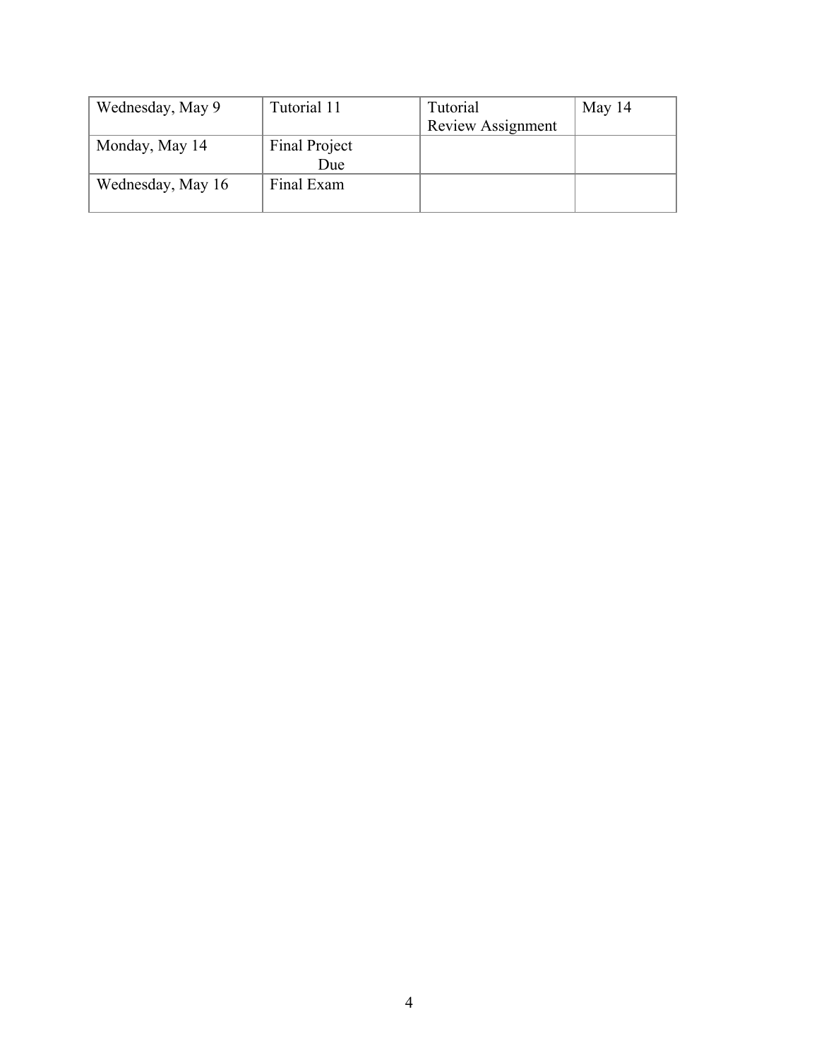| | | | |
|---|---|---|---|
| Wednesday, May 9 | Tutorial 11 | Tutorial Review Assignment | May 14 |
| Monday, May 14 | Final Project Due | | |
| Wednesday, May 16 | Final Exam | | |